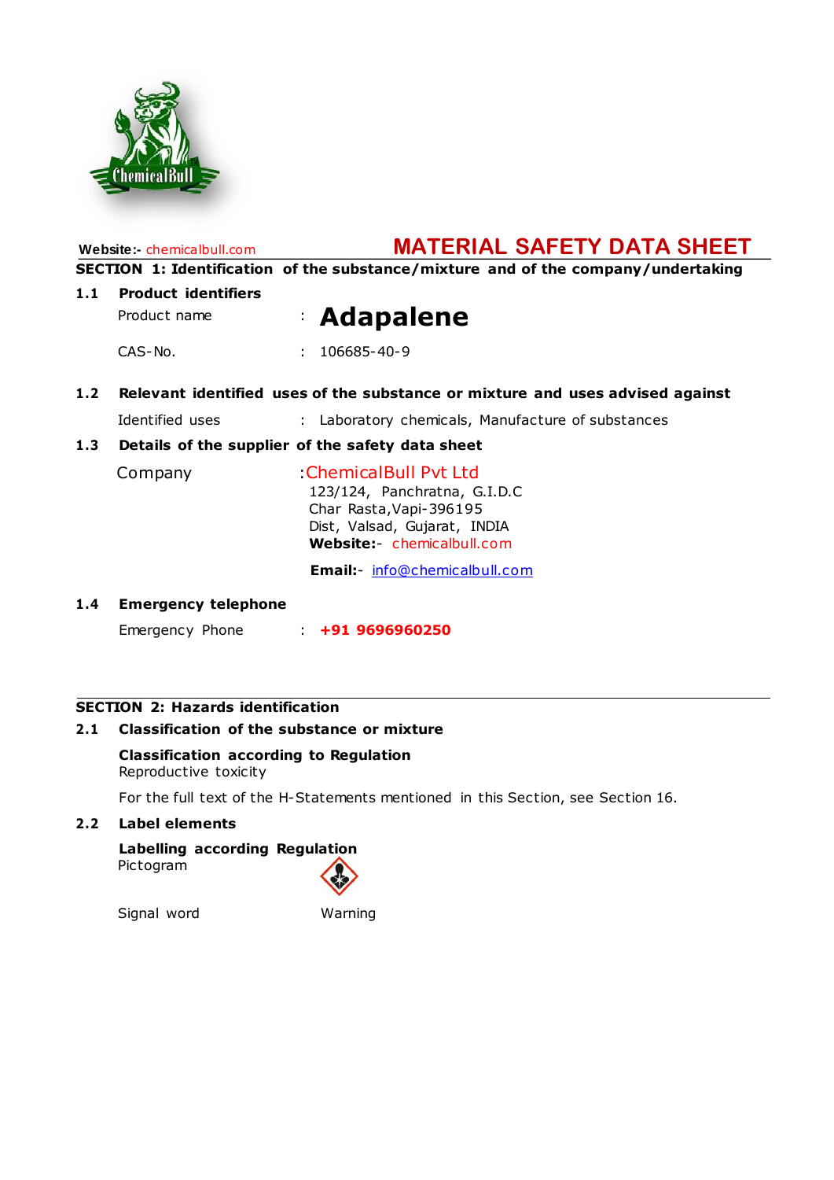Website:- chemicalbull.com

# MATERIAL SAFETY DATA SHEET

## SECTION 1: Identification of the substance/mixture and of the company/undertaking

### 1.1 Product identifiers

Product name : **Adapalene**

CAS-No. : 106685-40-9

### 1.2 Relevant identified uses of the substance or mixture and uses advised against

Identified uses : Laboratory chemicals, Manufacture of substances

### 1.3 Details of the supplier of the safety data sheet

Company :ChemicalBull Pvt Ltd
123/124, Panchratna, G.I.D.C
Char Rasta,Vapi-396195
Dist, Valsad, Gujarat, INDIA
**Website:-** chemicalbull.com

**Email:-** info@chemicalbull.com

### 1.4 Emergency telephone

Emergency Phone : **+91 9696960250**

## SECTION 2: Hazards identification

### 2.1 Classification of the substance or mixture

**Classification according to Regulation**
Reproductive toxicity

For the full text of the H-Statements mentioned in this Section, see Section 16.

### 2.2 Label elements

**Labelling according Regulation**
Pictogram

Signal word Warning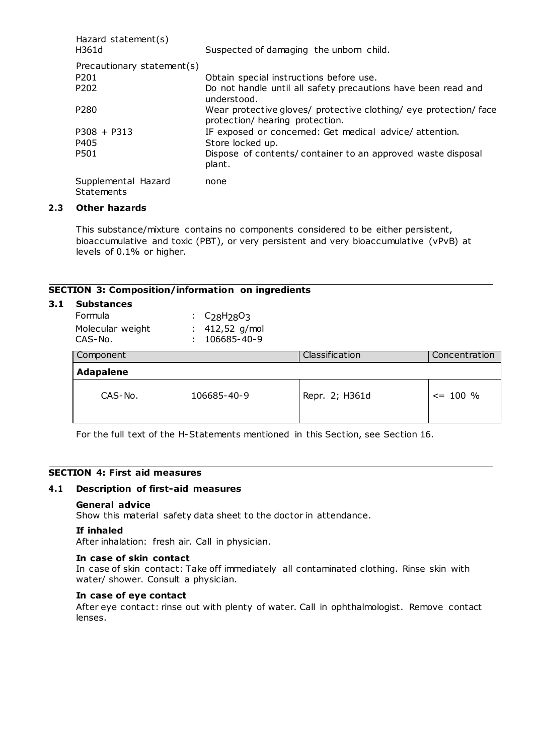Hazard statement(s)

| | |
|---|---|
| H361d | Suspected of damaging the unborn child. |

Precautionary statement(s)

| | |
|---|---|
| P201 | Obtain special instructions before use. |
| P202 | Do not handle until all safety precautions have been read and understood. |
| P280 | Wear protective gloves/ protective clothing/ eye protection/ face protection/ hearing protection. |
| P308 + P313 | IF exposed or concerned: Get medical advice/ attention. |
| P405 | Store locked up. |
| P501 | Dispose of contents/ container to an approved waste disposal plant. |

| | |
|---|---|
| Supplemental Hazard Statements | none |

### 2.3 Other hazards

This substance/mixture contains no components considered to be either persistent, bioaccumulative and toxic (PBT), or very persistent and very bioaccumulative (vPvB) at levels of 0.1% or higher.

## SECTION 3: Composition/information on ingredients

### 3.1 Substances

Formula : $C_{28}H_{28}O_3$
Molecular weight : 412,52 g/mol
CAS-No. : 106685-40-9

| Component | | Classification | Concentration |
|---|---|---|---|
| **Adapalene** | | | |
| CAS-No. | 106685-40-9 | Repr. 2; H361d | <= 100 % |

For the full text of the H-Statements mentioned in this Section, see Section 16.

## SECTION 4: First aid measures

### 4.1 Description of first-aid measures

**General advice**
Show this material safety data sheet to the doctor in attendance.

**If inhaled**
After inhalation: fresh air. Call in physician.

**In case of skin contact**
In case of skin contact: Take off immediately all contaminated clothing. Rinse skin with water/ shower. Consult a physician.

**In case of eye contact**
After eye contact: rinse out with plenty of water. Call in ophthalmologist. Remove contact lenses.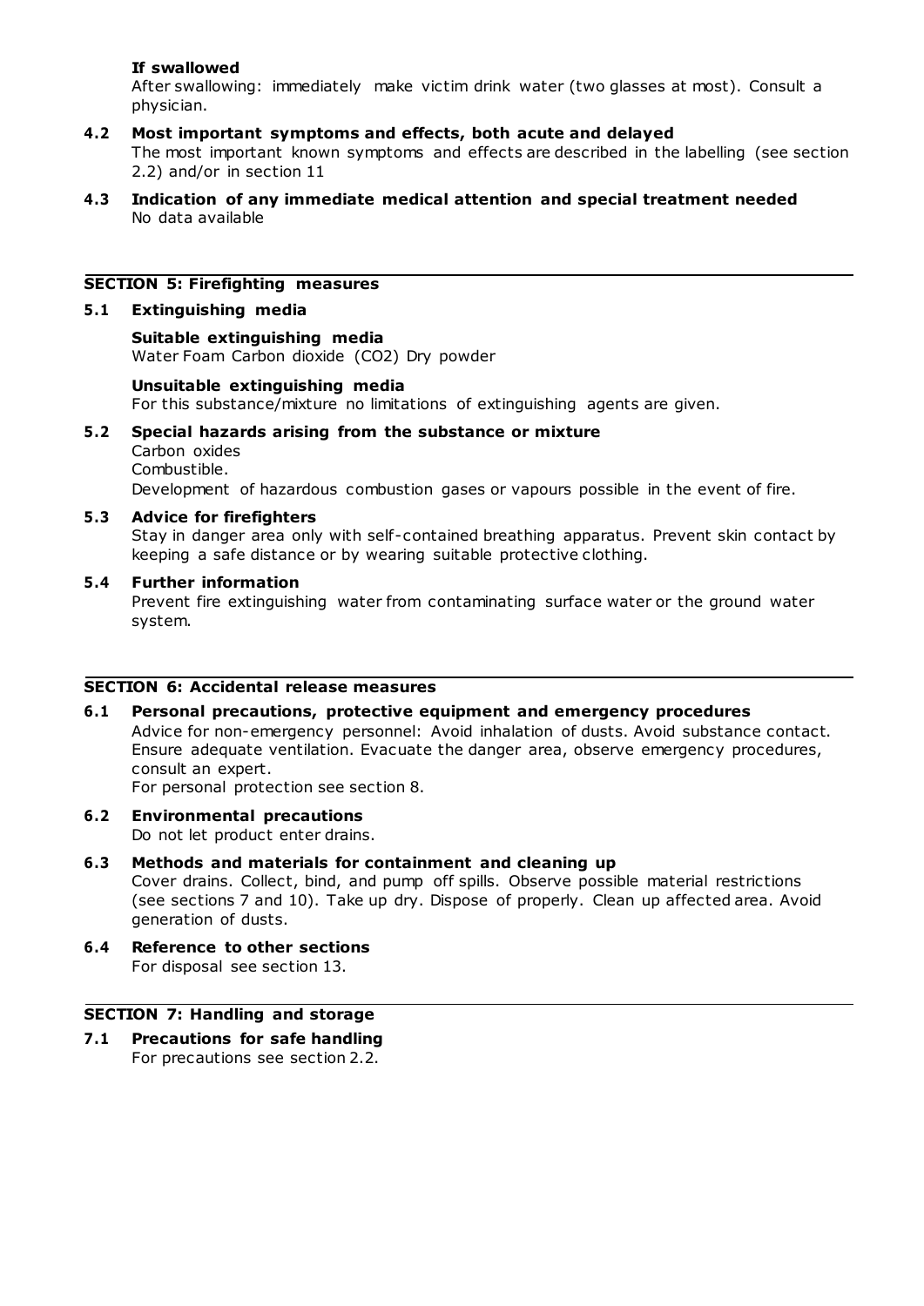**If swallowed**

After swallowing: immediately make victim drink water (two glasses at most). Consult a physician.

**4.2 Most important symptoms and effects, both acute and delayed**

The most important known symptoms and effects are described in the labelling (see section 2.2) and/or in section 11

**4.3 Indication of any immediate medical attention and special treatment needed**

No data available

## SECTION 5: Firefighting measures

**5.1 Extinguishing media**

**Suitable extinguishing media**

Water Foam Carbon dioxide ($CO_2$) Dry powder

**Unsuitable extinguishing media**

For this substance/mixture no limitations of extinguishing agents are given.

**5.2 Special hazards arising from the substance or mixture**

Carbon oxides
Combustible.
Development of hazardous combustion gases or vapours possible in the event of fire.

**5.3 Advice for firefighters**

Stay in danger area only with self-contained breathing apparatus. Prevent skin contact by keeping a safe distance or by wearing suitable protective clothing.

**5.4 Further information**

Prevent fire extinguishing water from contaminating surface water or the ground water system.

## SECTION 6: Accidental release measures

**6.1 Personal precautions, protective equipment and emergency procedures**

Advice for non-emergency personnel: Avoid inhalation of dusts. Avoid substance contact. Ensure adequate ventilation. Evacuate the danger area, observe emergency procedures, consult an expert.
For personal protection see section 8.

**6.2 Environmental precautions**

Do not let product enter drains.

**6.3 Methods and materials for containment and cleaning up**

Cover drains. Collect, bind, and pump off spills. Observe possible material restrictions (see sections 7 and 10). Take up dry. Dispose of properly. Clean up affected area. Avoid generation of dusts.

**6.4 Reference to other sections**

For disposal see section 13.

## SECTION 7: Handling and storage

**7.1 Precautions for safe handling**

For precautions see section 2.2.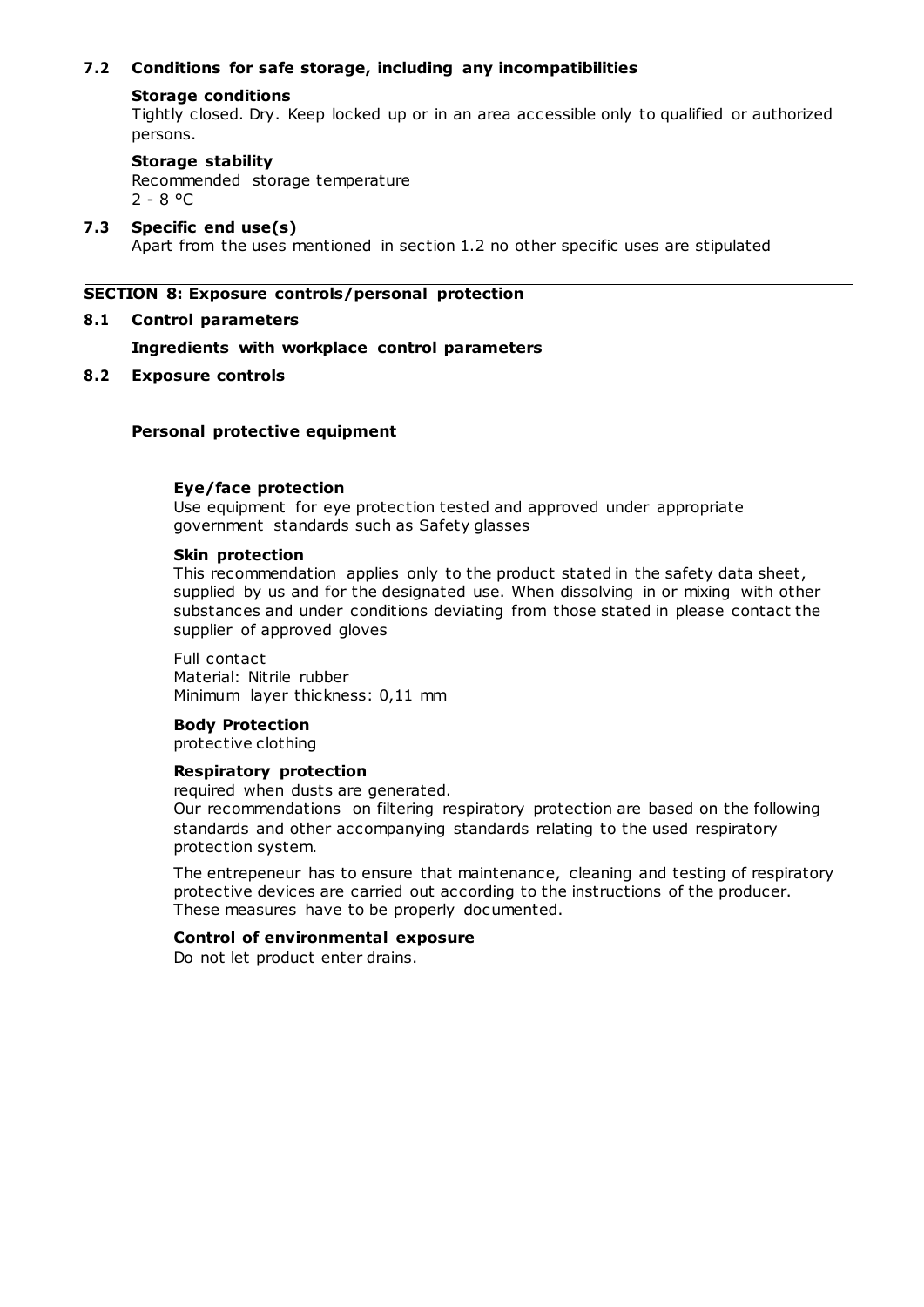### 7.2 Conditions for safe storage, including any incompatibilities

**Storage conditions**

Tightly closed. Dry. Keep locked up or in an area accessible only to qualified or authorized persons.

**Storage stability**

Recommended storage temperature
2 - 8 °C

### 7.3 Specific end use(s)

Apart from the uses mentioned in section 1.2 no other specific uses are stipulated

## SECTION 8: Exposure controls/personal protection

### 8.1 Control parameters

**Ingredients with workplace control parameters**

### 8.2 Exposure controls

**Personal protective equipment**

**Eye/face protection**

Use equipment for eye protection tested and approved under appropriate government standards such as Safety glasses

**Skin protection**

This recommendation applies only to the product stated in the safety data sheet, supplied by us and for the designated use. When dissolving in or mixing with other substances and under conditions deviating from those stated in please contact the supplier of approved gloves

Full contact
Material: Nitrile rubber
Minimum layer thickness: 0,11 mm

**Body Protection**

protective clothing

**Respiratory protection**

required when dusts are generated.
Our recommendations on filtering respiratory protection are based on the following standards and other accompanying standards relating to the used respiratory protection system.

The entrepeneur has to ensure that maintenance, cleaning and testing of respiratory protective devices are carried out according to the instructions of the producer. These measures have to be properly documented.

**Control of environmental exposure**

Do not let product enter drains.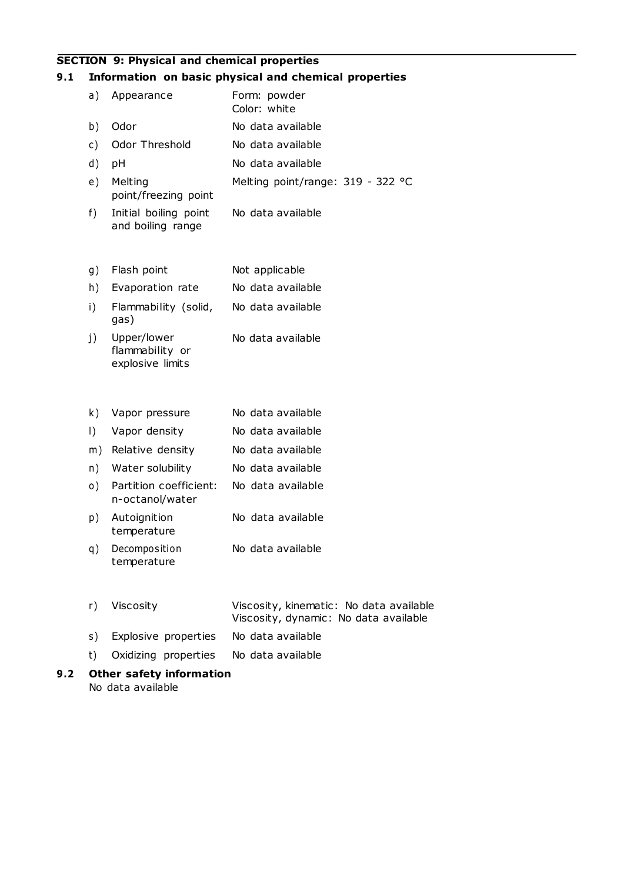## SECTION 9: Physical and chemical properties

### 9.1 Information on basic physical and chemical properties

| | | |
|---|---|---|
| a) | Appearance | Form: powder<br>Color: white |
| b) | Odor | No data available |
| c) | Odor Threshold | No data available |
| d) | pH | No data available |
| e) | Melting point/freezing point | Melting point/range: 319 - 322 °C |
| f) | Initial boiling point and boiling range | No data available |
| g) | Flash point | Not applicable |
| h) | Evaporation rate | No data available |
| i) | Flammability (solid, gas) | No data available |
| j) | Upper/lower flammability or explosive limits | No data available |
| k) | Vapor pressure | No data available |
| l) | Vapor density | No data available |
| m) | Relative density | No data available |
| n) | Water solubility | No data available |
| o) | Partition coefficient: n-octanol/water | No data available |
| p) | Autoignition temperature | No data available |
| q) | Decomposition temperature | No data available |
| r) | Viscosity | Viscosity, kinematic: No data available<br>Viscosity, dynamic: No data available |
| s) | Explosive properties | No data available |
| t) | Oxidizing properties | No data available |

### 9.2 Other safety information

No data available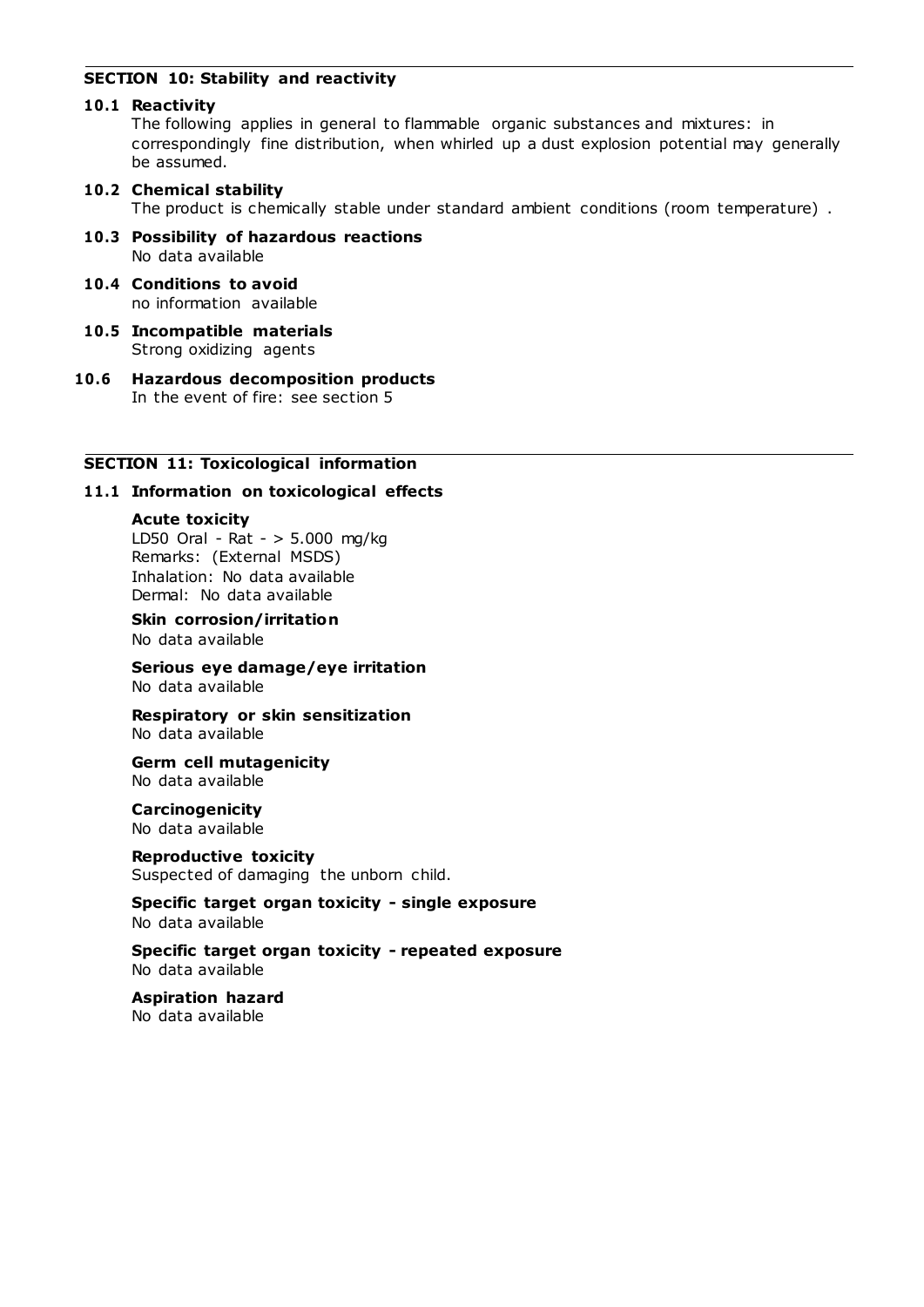## SECTION 10: Stability and reactivity

### 10.1 Reactivity

The following applies in general to flammable organic substances and mixtures: in correspondingly fine distribution, when whirled up a dust explosion potential may generally be assumed.

### 10.2 Chemical stability

The product is chemically stable under standard ambient conditions (room temperature) .

### 10.3 Possibility of hazardous reactions

No data available

### 10.4 Conditions to avoid

no information available

### 10.5 Incompatible materials

Strong oxidizing agents

### 10.6 Hazardous decomposition products

In the event of fire: see section 5

## SECTION 11: Toxicological information

### 11.1 Information on toxicological effects

**Acute toxicity**

LD50 Oral - Rat - > 5.000 mg/kg
Remarks: (External MSDS)
Inhalation: No data available
Dermal: No data available

**Skin corrosion/irritation**

No data available

**Serious eye damage/eye irritation**

No data available

**Respiratory or skin sensitization**

No data available

**Germ cell mutagenicity**

No data available

**Carcinogenicity**

No data available

**Reproductive toxicity**

Suspected of damaging the unborn child.

**Specific target organ toxicity - single exposure**

No data available

**Specific target organ toxicity - repeated exposure**

No data available

**Aspiration hazard**

No data available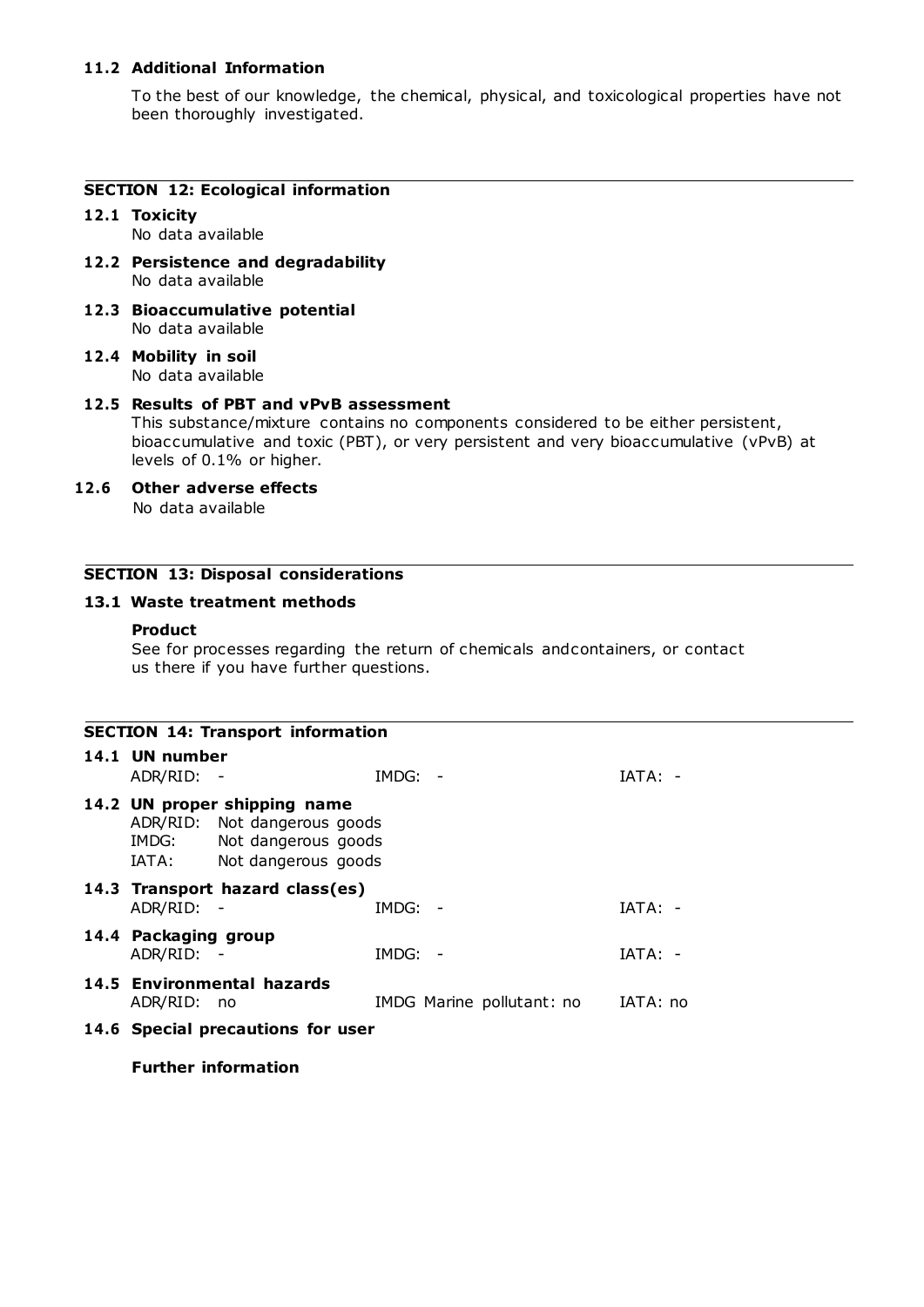### 11.2 Additional Information

To the best of our knowledge, the chemical, physical, and toxicological properties have not been thoroughly investigated.

## SECTION 12: Ecological information

### 12.1 Toxicity

No data available

### 12.2 Persistence and degradability

No data available

### 12.3 Bioaccumulative potential

No data available

### 12.4 Mobility in soil

No data available

### 12.5 Results of PBT and vPvB assessment

This substance/mixture contains no components considered to be either persistent, bioaccumulative and toxic (PBT), or very persistent and very bioaccumulative (vPvB) at levels of 0.1% or higher.

### 12.6 Other adverse effects

No data available

## SECTION 13: Disposal considerations

### 13.1 Waste treatment methods

**Product**

See for processes regarding the return of chemicals andcontainers, or contact us there if you have further questions.

## SECTION 14: Transport information

### 14.1 UN number

| | | |
|---|---|---|
| ADR/RID: - | IMDG: - | IATA: - |

### 14.2 UN proper shipping name

ADR/RID: Not dangerous goods
IMDG: Not dangerous goods
IATA: Not dangerous goods

### 14.3 Transport hazard class(es)

| | | |
|---|---|---|
| ADR/RID: - | IMDG: - | IATA: - |

### 14.4 Packaging group

| | | |
|---|---|---|
| ADR/RID: - | IMDG: - | IATA: - |

### 14.5 Environmental hazards

| | | |
|---|---|---|
| ADR/RID: no | IMDG Marine pollutant: no | IATA: no |

### 14.6 Special precautions for user

**Further information**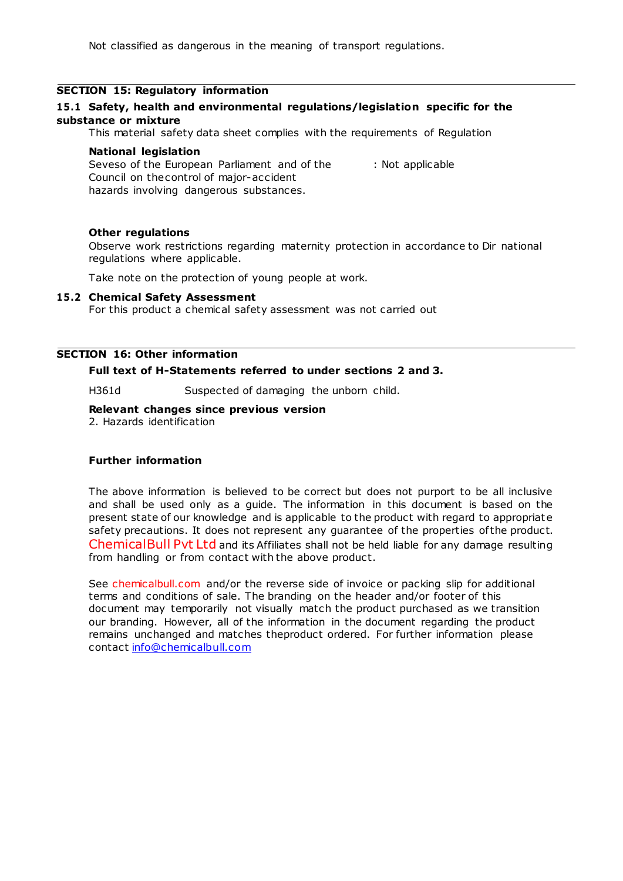Not classified as dangerous in the meaning of transport regulations.

## SECTION 15: Regulatory information

### 15.1 Safety, health and environmental regulations/legislation specific for the substance or mixture

This material safety data sheet complies with the requirements of Regulation

**National legislation**

Seveso of the European Parliament and of the Council on the control of major-accident hazards involving dangerous substances. : Not applicable

**Other regulations**

Observe work restrictions regarding maternity protection in accordance to Dir national regulations where applicable.

Take note on the protection of young people at work.

### 15.2 Chemical Safety Assessment

For this product a chemical safety assessment was not carried out

## SECTION 16: Other information

**Full text of H-Statements referred to under sections 2 and 3.**

H361d Suspected of damaging the unborn child.

**Relevant changes since previous version**

2. Hazards identification

**Further information**

The above information is believed to be correct but does not purport to be all inclusive and shall be used only as a guide. The information in this document is based on the present state of our knowledge and is applicable to the product with regard to appropriate safety precautions. It does not represent any guarantee of the properties of the product. ChemicalBull Pvt Ltd and its Affiliates shall not be held liable for any damage resulting from handling or from contact with the above product.

See chemicalbull.com and/or the reverse side of invoice or packing slip for additional terms and conditions of sale. The branding on the header and/or footer of this document may temporarily not visually match the product purchased as we transition our branding. However, all of the information in the document regarding the product remains unchanged and matches the product ordered. For further information please contact info@chemicalbull.com